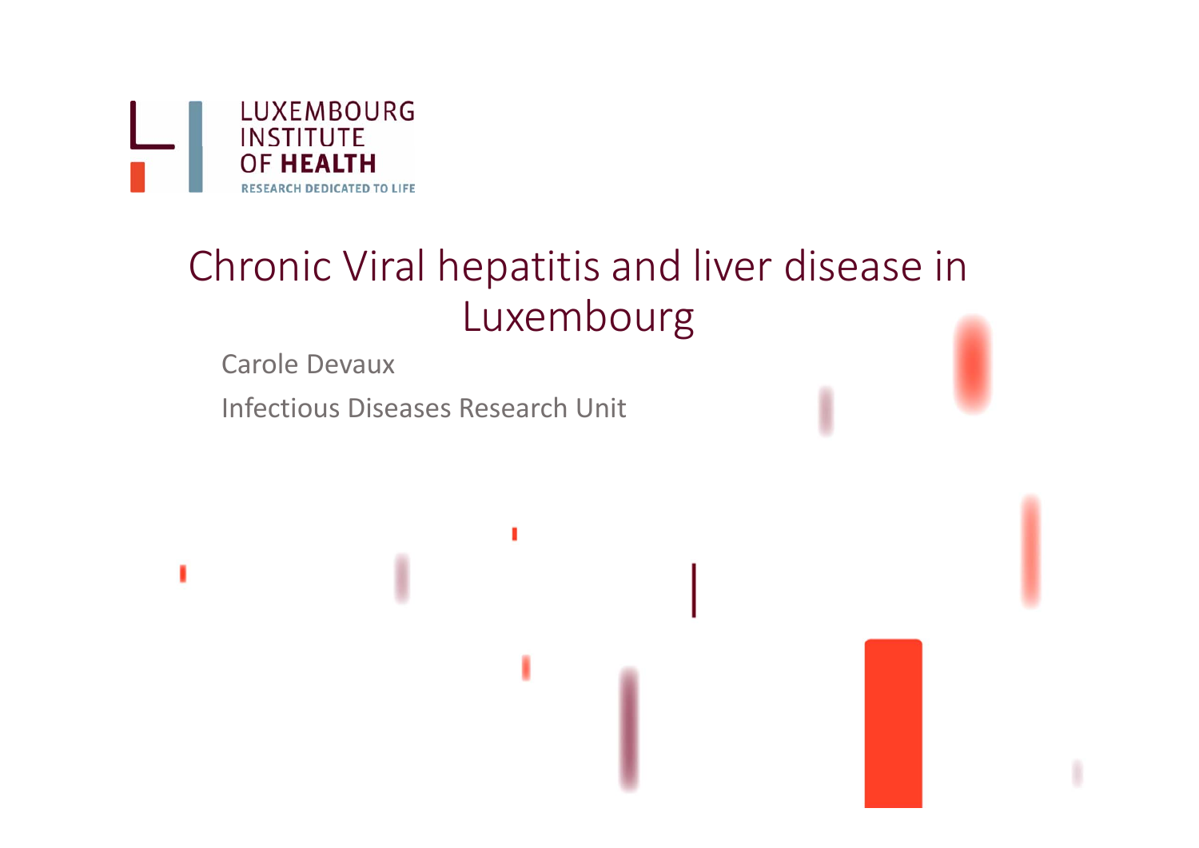LUXEMBOURG INSTITUTE OF HEALTH

RESEARCH DEDICATED TO LIFE

# Chronic Viral hepatitis and liver disease in Luxembourg

Carole Devaux

Infectious Diseases Research Unit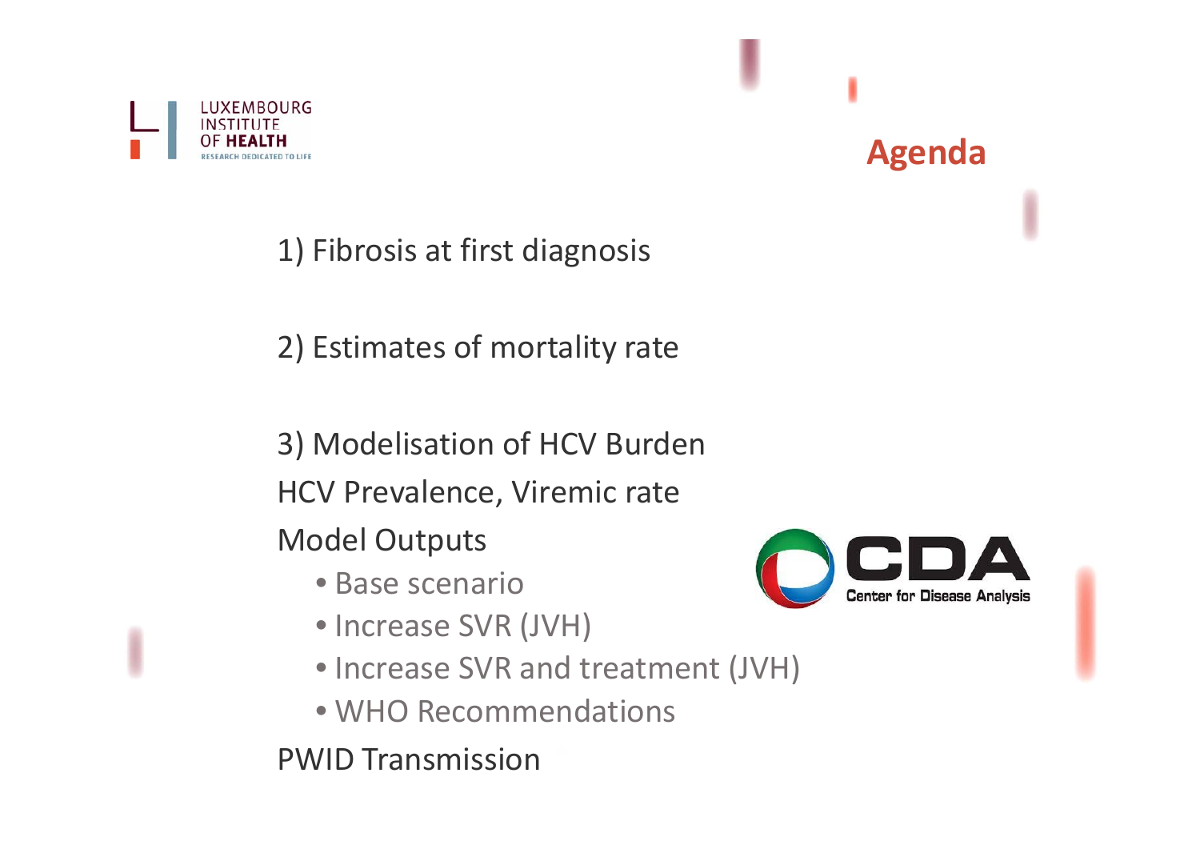# Agenda

1) Fibrosis at first diagnosis

2) Estimates of mortality rate

3) Modelisation of HCV Burden

HCV Prevalence, Viremic rate

Model Outputs

- Base scenario
- Increase SVR (JVH)
- Increase SVR and treatment (JVH)
- WHO Recommendations

PWID Transmission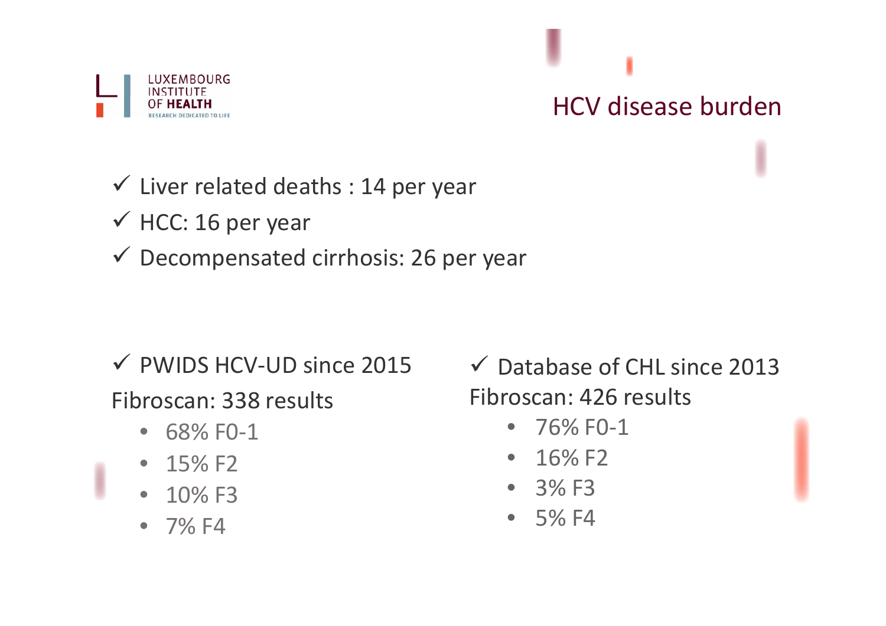# HCV disease burden

- ✓ Liver related deaths : 14 per year
- ✓ HCC: 16 per year
- ✓ Decompensated cirrhosis: 26 per year

✓ PWIDS HCV-UD since 2015

Fibroscan: 338 results

- 68% F0-1
- 15% F2
- 10% F3
- 7% F4

✓ Database of CHL since 2013

Fibroscan: 426 results

- 76% F0-1
- 16% F2
- 3% F3
- 5% F4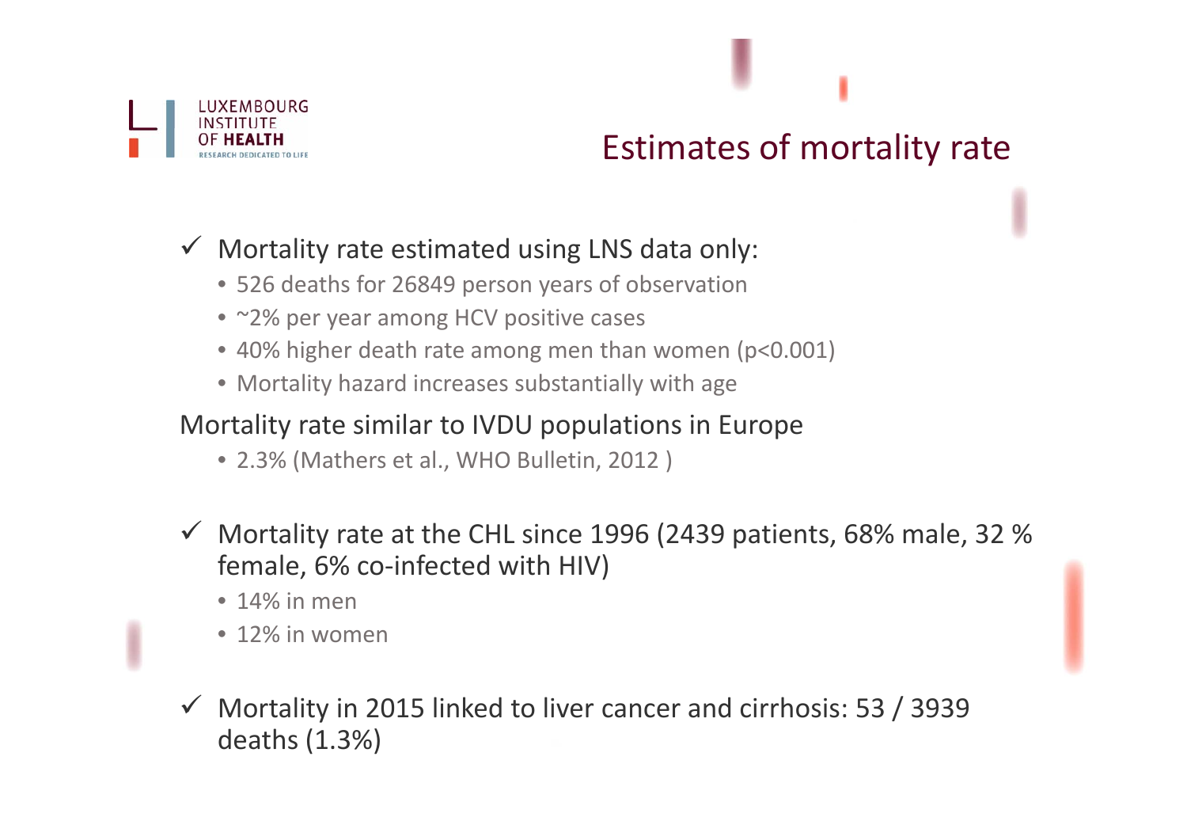# Estimates of mortality rate

- ✓ Mortality rate estimated using LNS data only:
  - 526 deaths for 26849 person years of observation
  - ~2% per year among HCV positive cases
  - 40% higher death rate among men than women ($p<0.001$)
  - Mortality hazard increases substantially with age

Mortality rate similar to IVDU populations in Europe

  - 2.3% (Mathers et al., WHO Bulletin, 2012 )

- ✓ Mortality rate at the CHL since 1996 (2439 patients, 68% male, 32 % female, 6% co-infected with HIV)
  - 14% in men
  - 12% in women

- ✓ Mortality in 2015 linked to liver cancer and cirrhosis: 53 / 3939 deaths (1.3%)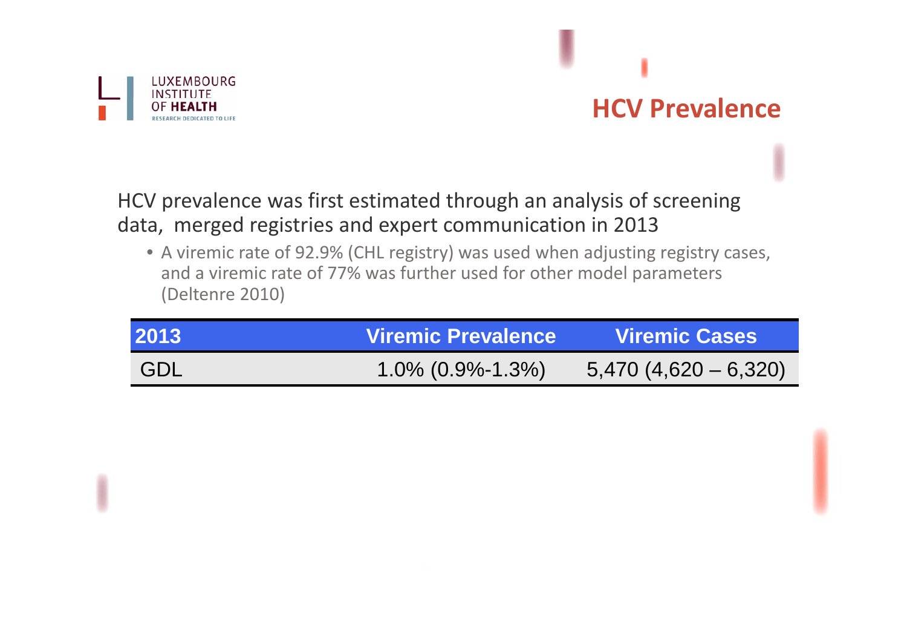# HCV Prevalence

HCV prevalence was first estimated through an analysis of screening data, merged registries and expert communication in 2013

- A viremic rate of 92.9% (CHL registry) was used when adjusting registry cases, and a viremic rate of 77% was further used for other model parameters (Deltenre 2010)

| 2013 | Viremic Prevalence | Viremic Cases |
|---|---|---|
| GDL | 1.0% (0.9%-1.3%) | 5,470 (4,620 – 6,320) |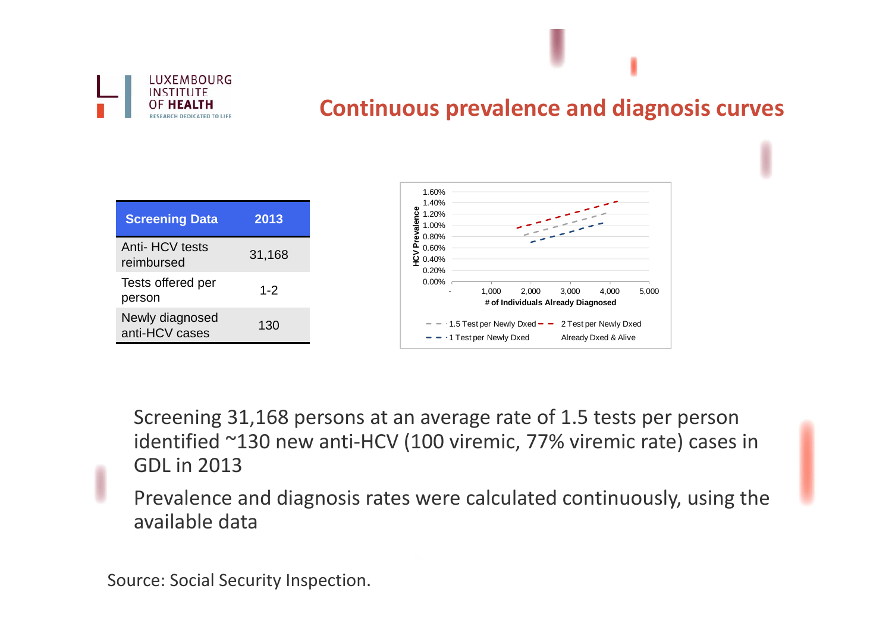# Continuous prevalence and diagnosis curves

| Screening Data | 2013 |
| --- | --- |
| Anti- HCV tests reimbursed | 31,168 |
| Tests offered per person | 1-2 |
| Newly diagnosed anti-HCV cases | 130 |

Screening 31,168 persons at an average rate of 1.5 tests per person identified ~130 new anti-HCV (100 viremic, 77% viremic rate) cases in GDL in 2013

Prevalence and diagnosis rates were calculated continuously, using the available data

Source: Social Security Inspection.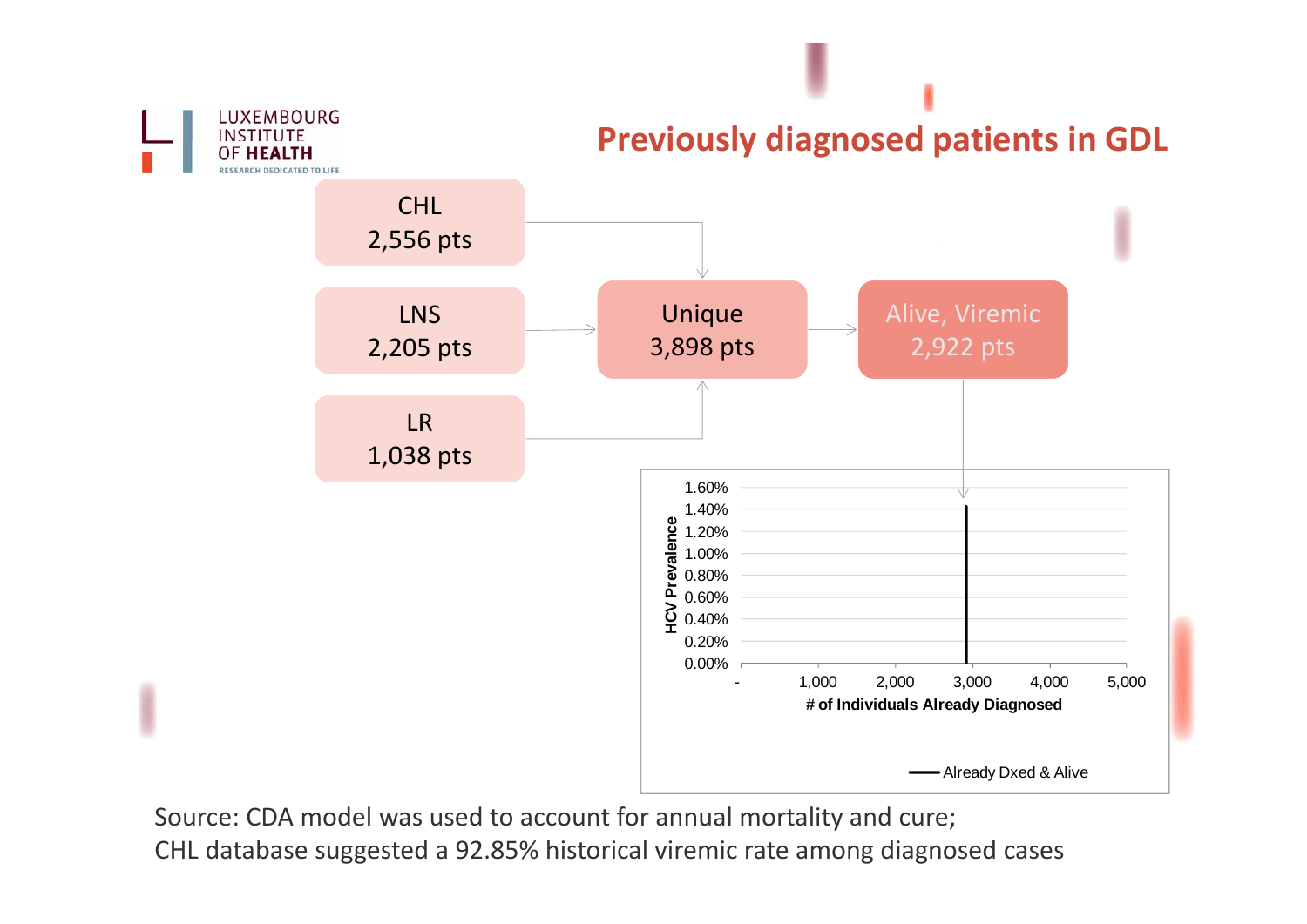# Previously diagnosed patients in GDL

CHL
2,556 pts

LNS
2,205 pts

LR
1,038 pts

Unique
3,898 pts

Alive, Viremic
2,922 pts

HCV Prevalence

1.60%
1.40%
1.20%
1.00%
0.80%
0.60%
0.40%
0.20%
0.00%

- 1,000 2,000 3,000 4,000 5,000

# of Individuals Already Diagnosed

Already Dxed & Alive

Source: CDA model was used to account for annual mortality and cure;
CHL database suggested a 92.85% historical viremic rate among diagnosed cases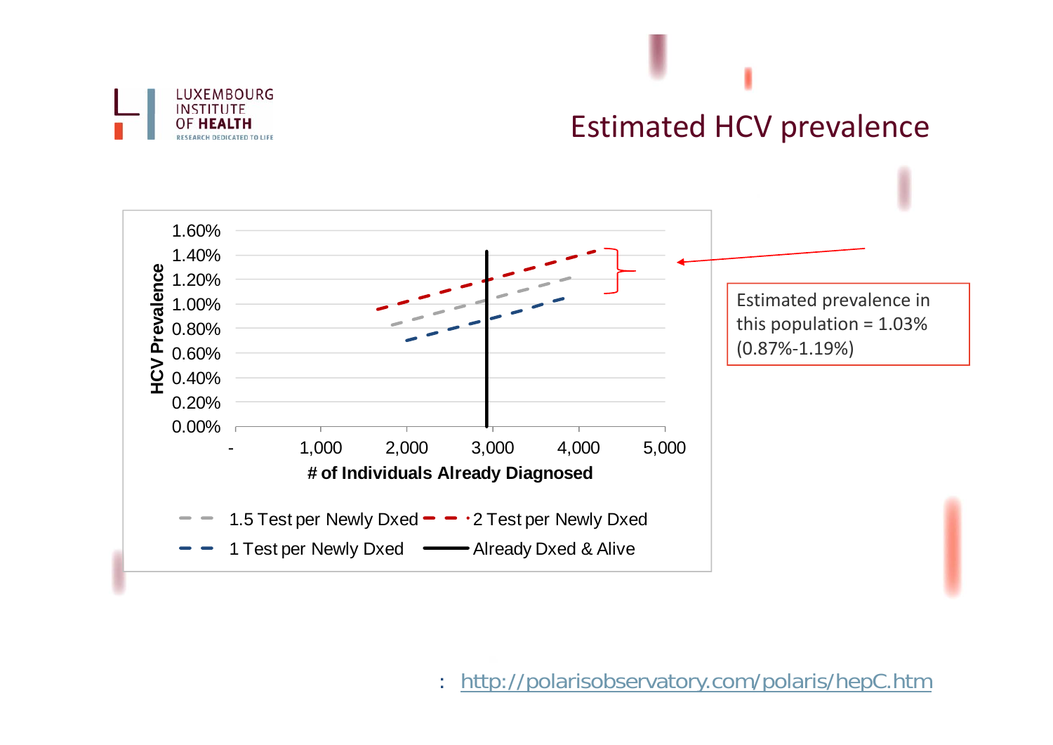# Estimated HCV prevalence

HCV Prevalence

1.60%
1.40%
1.20%
1.00%
0.80%
0.60%
0.40%
0.20%
0.00%

- 1,000 2,000 3,000 4,000 5,000

# of Individuals Already Diagnosed

1.5 Test per Newly Dxed — 2 Test per Newly Dxed

1 Test per Newly Dxed — Already Dxed & Alive

Estimated prevalence in this population = 1.03% (0.87%-1.19%)

: http://polarisobservatory.com/polaris/hepC.htm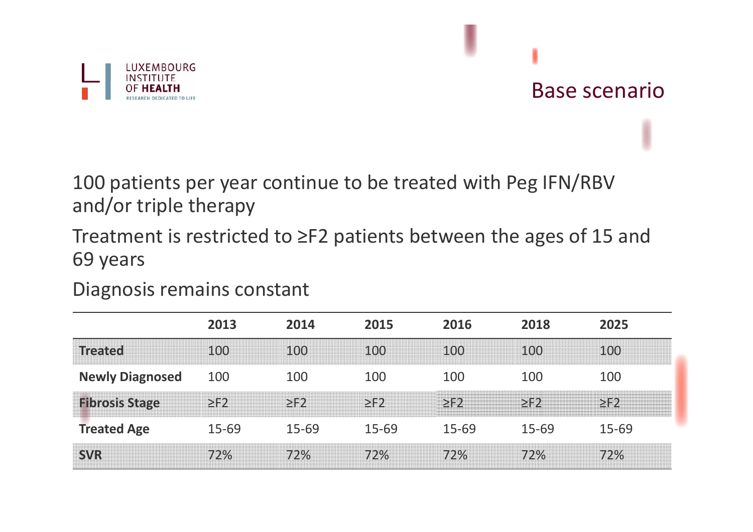# Base scenario

100 patients per year continue to be treated with Peg IFN/RBV and/or triple therapy

Treatment is restricted to ≥F2 patients between the ages of 15 and 69 years

Diagnosis remains constant

| | 2013 | 2014 | 2015 | 2016 | 2018 | 2025 |
|---|---|---|---|---|---|---|
| **Treated** | 100 | 100 | 100 | 100 | 100 | 100 |
| **Newly Diagnosed** | 100 | 100 | 100 | 100 | 100 | 100 |
| **Fibrosis Stage** | ≥F2 | ≥F2 | ≥F2 | ≥F2 | ≥F2 | ≥F2 |
| **Treated Age** | 15-69 | 15-69 | 15-69 | 15-69 | 15-69 | 15-69 |
| **SVR** | 72% | 72% | 72% | 72% | 72% | 72% |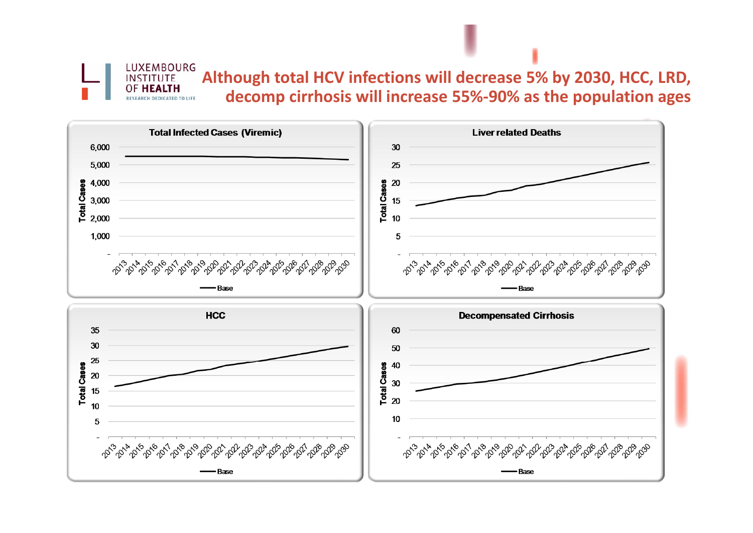LUXEMBOURG INSTITUTE OF HEALTH
RESEARCH DEDICATED TO LIFE

# Although total HCV infections will decrease 5% by 2030, HCC, LRD, decomp cirrhosis will increase 55%-90% as the population ages

**Total Infected Cases (Viremic)**

**Liver related Deaths**

**HCC**

**Decompensated Cirrhosis**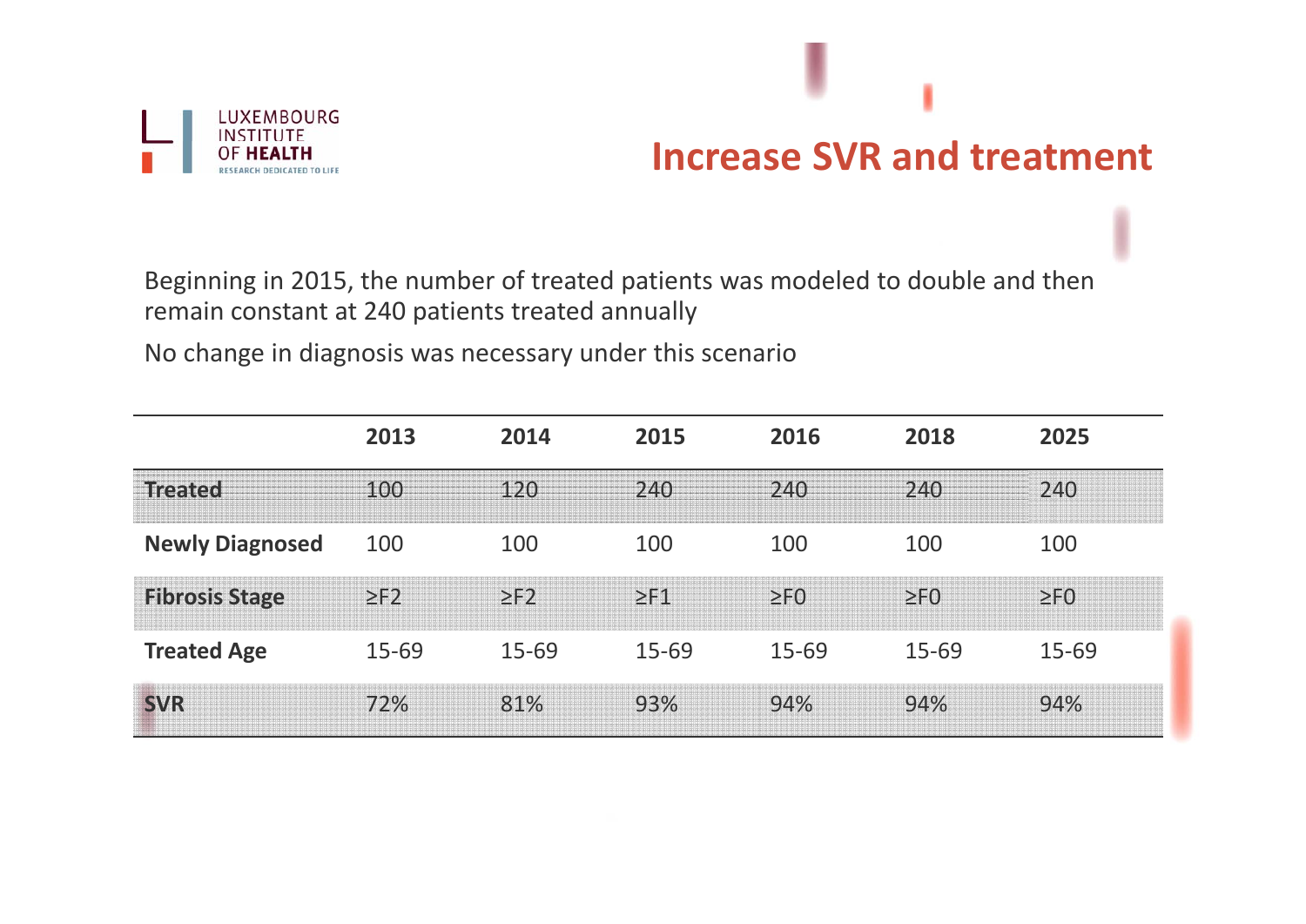# Increase SVR and treatment

Beginning in 2015, the number of treated patients was modeled to double and then remain constant at 240 patients treated annually

No change in diagnosis was necessary under this scenario

| | 2013 | 2014 | 2015 | 2016 | 2018 | 2025 |
|---|---|---|---|---|---|---|
| **Treated** | 100 | 120 | 240 | 240 | 240 | 240 |
| **Newly Diagnosed** | 100 | 100 | 100 | 100 | 100 | 100 |
| **Fibrosis Stage** | ≥F2 | ≥F2 | ≥F1 | ≥F0 | ≥F0 | ≥F0 |
| **Treated Age** | 15-69 | 15-69 | 15-69 | 15-69 | 15-69 | 15-69 |
| **SVR** | 72% | 81% | 93% | 94% | 94% | 94% |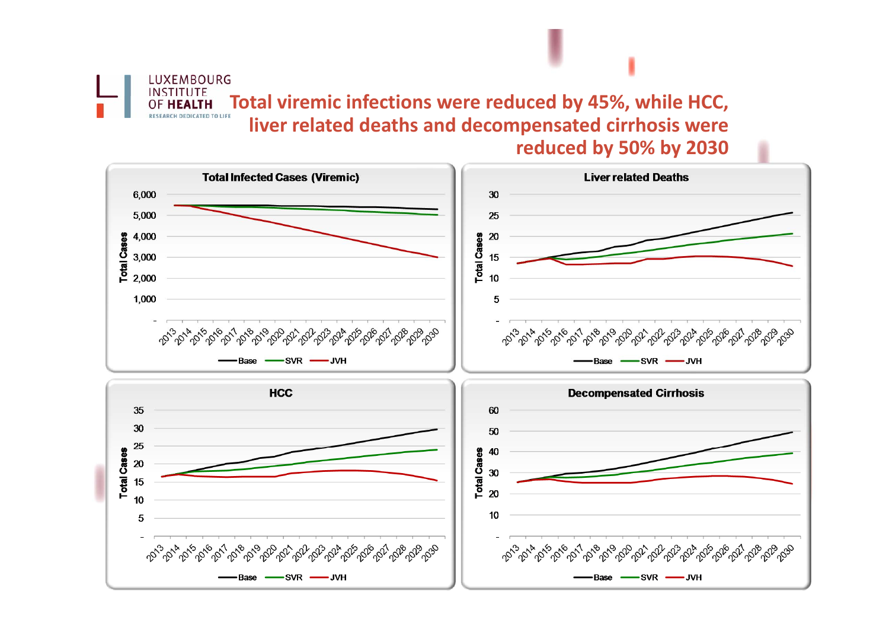## Total viremic infections were reduced by 45%, while HCC, liver related deaths and decompensated cirrhosis were reduced by 50% by 2030

**Total Infected Cases (Viremic)**

Total Cases: 6,000; 5,000; 4,000; 3,000; 2,000; 1,000; -

2013 2014 2015 2016 2017 2018 2019 2020 2021 2022 2023 2024 2025 2026 2027 2028 2029 2030

Base — SVR — JVH

**Liver related Deaths**

Total Cases: 30; 25; 20; 15; 10; 5; -

2013 2014 2015 2016 2017 2018 2019 2020 2021 2022 2023 2024 2025 2026 2027 2028 2029 2030

Base — SVR — JVH

**HCC**

Total Cases: 35; 30; 25; 20; 15; 10; 5; -

2013 2014 2015 2016 2017 2018 2019 2020 2021 2022 2023 2024 2025 2026 2027 2028 2029 2030

Base — SVR — JVH

**Decompensated Cirrhosis**

Total Cases: 60; 50; 40; 30; 20; 10; -

2013 2014 2015 2016 2017 2018 2019 2020 2021 2022 2023 2024 2025 2026 2027 2028 2029 2030

Base — SVR — JVH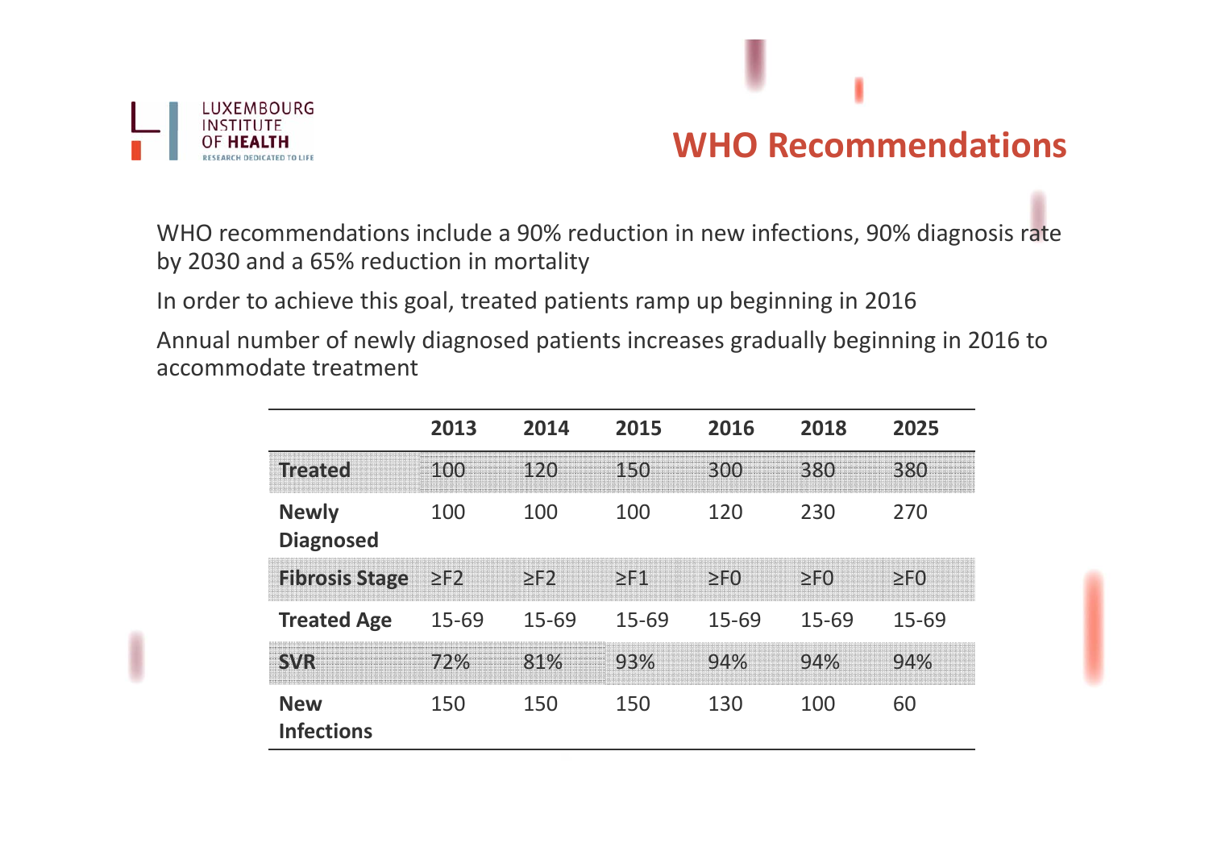# WHO Recommendations

WHO recommendations include a 90% reduction in new infections, 90% diagnosis rate by 2030 and a 65% reduction in mortality

In order to achieve this goal, treated patients ramp up beginning in 2016

Annual number of newly diagnosed patients increases gradually beginning in 2016 to accommodate treatment

| | 2013 | 2014 | 2015 | 2016 | 2018 | 2025 |
|---|---|---|---|---|---|---|
| **Treated** | 100 | 120 | 150 | 300 | 380 | 380 |
| **Newly Diagnosed** | 100 | 100 | 100 | 120 | 230 | 270 |
| **Fibrosis Stage** | ≥F2 | ≥F2 | ≥F1 | ≥F0 | ≥F0 | ≥F0 |
| **Treated Age** | 15-69 | 15-69 | 15-69 | 15-69 | 15-69 | 15-69 |
| **SVR** | 72% | 81% | 93% | 94% | 94% | 94% |
| **New Infections** | 150 | 150 | 150 | 130 | 100 | 60 |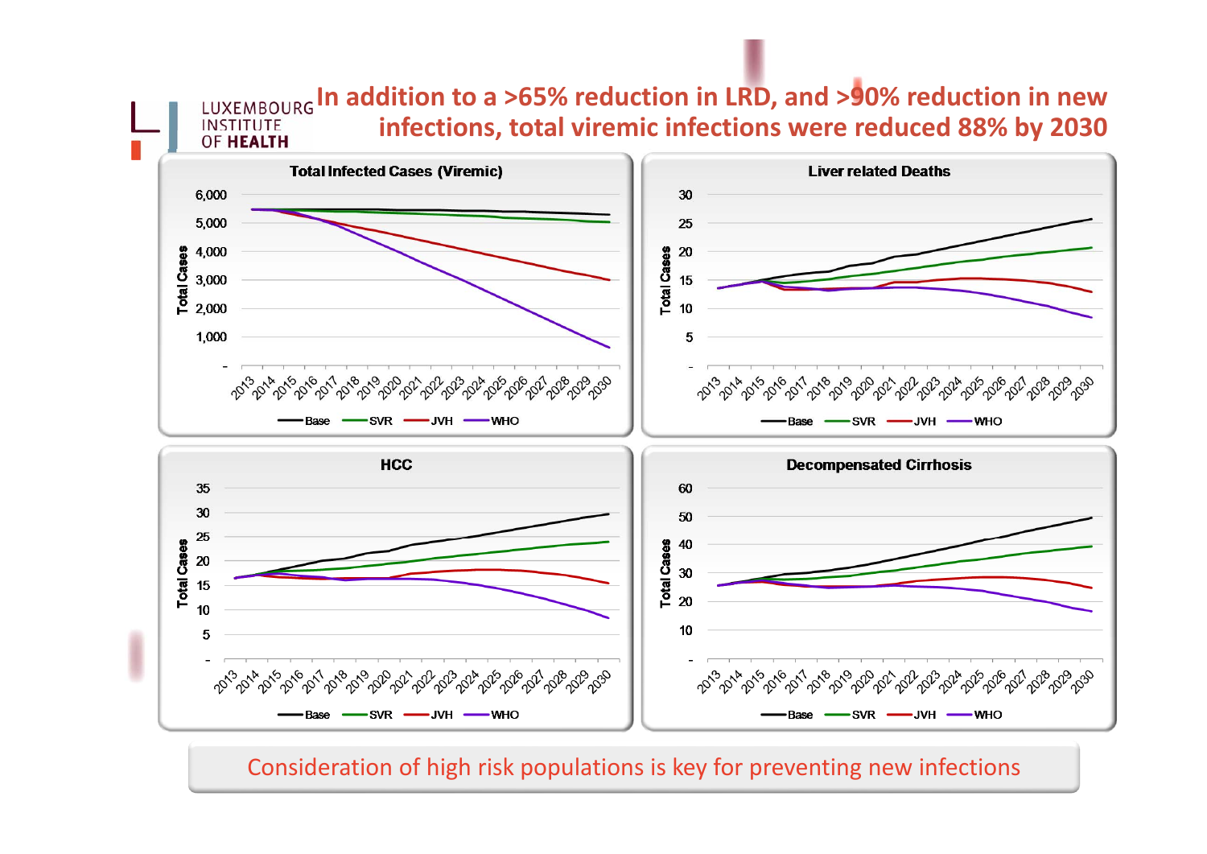# In addition to a >65% reduction in LRD, and >90% reduction in new infections, total viremic infections were reduced 88% by 2030

**Total Infected Cases (Viremic)**

**Liver related Deaths**

**HCC**

**Decompensated Cirrhosis**

Consideration of high risk populations is key for preventing new infections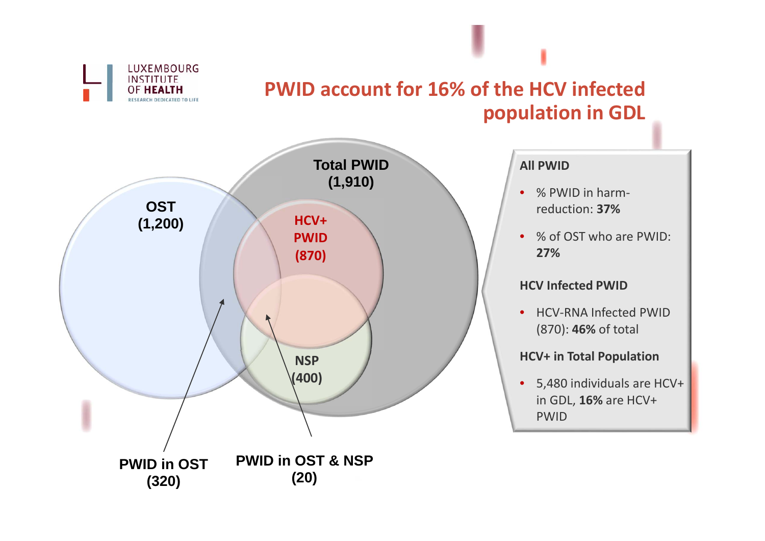LUXEMBOURG INSTITUTE OF HEALTH
RESEARCH DEDICATED TO LIFE

# PWID account for 16% of the HCV infected population in GDL

Total PWID (1,910)

OST (1,200)

HCV+ PWID (870)

NSP (400)

PWID in OST (320)

PWID in OST & NSP (20)

**All PWID**

- % PWID in harm-reduction: **37%**
- % of OST who are PWID: **27%**

**HCV Infected PWID**

- HCV-RNA Infected PWID (870): **46%** of total

**HCV+ in Total Population**

- 5,480 individuals are HCV+ in GDL, **16%** are HCV+ PWID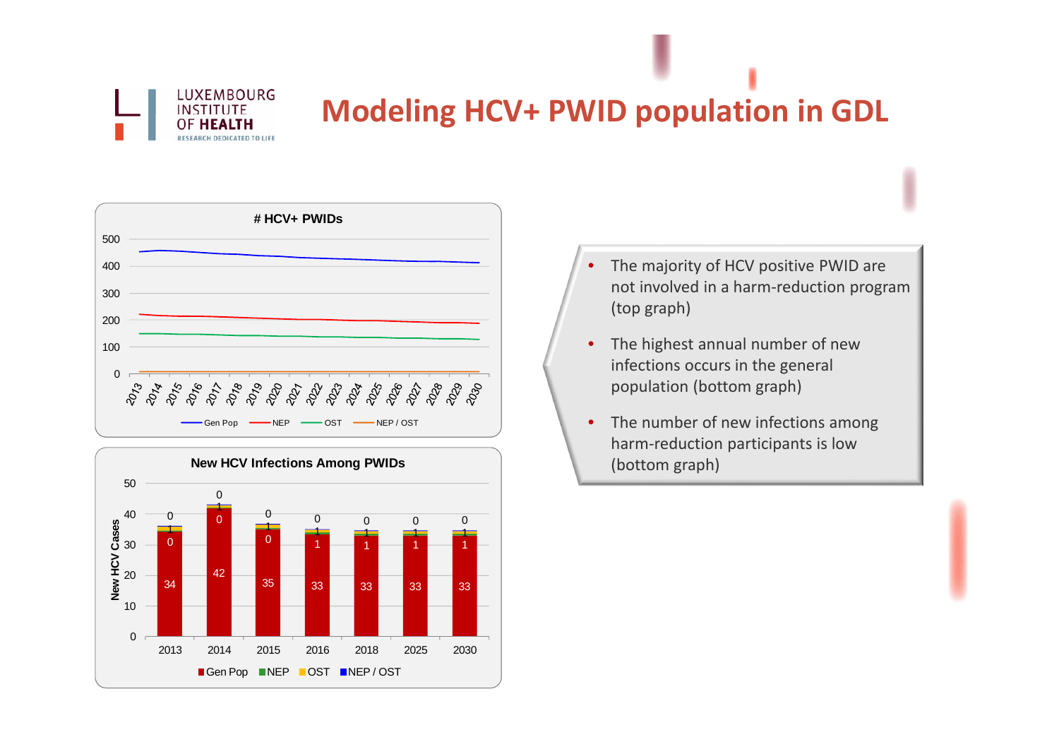# Modeling HCV+ PWID population in GDL

**# HCV+ PWIDs**

Gen Pop, NEP, OST, NEP / OST (2013–2030)

**New HCV Infections Among PWIDs**

| Year | Gen Pop | NEP | OST | NEP / OST |
|---|---|---|---|---|
| 2013 | 34 | 0 | 1 | 0 |
| 2014 | 42 | 0 | 1 | 0 |
| 2015 | 35 | 0 | 1 | 0 |
| 2016 | 33 | 1 | 1 | 0 |
| 2018 | 33 | 1 | 1 | 0 |
| 2025 | 33 | 1 | 1 | 0 |
| 2030 | 33 | 1 | 1 | 0 |

- The majority of HCV positive PWID are not involved in a harm-reduction program (top graph)
- The highest annual number of new infections occurs in the general population (bottom graph)
- The number of new infections among harm-reduction participants is low (bottom graph)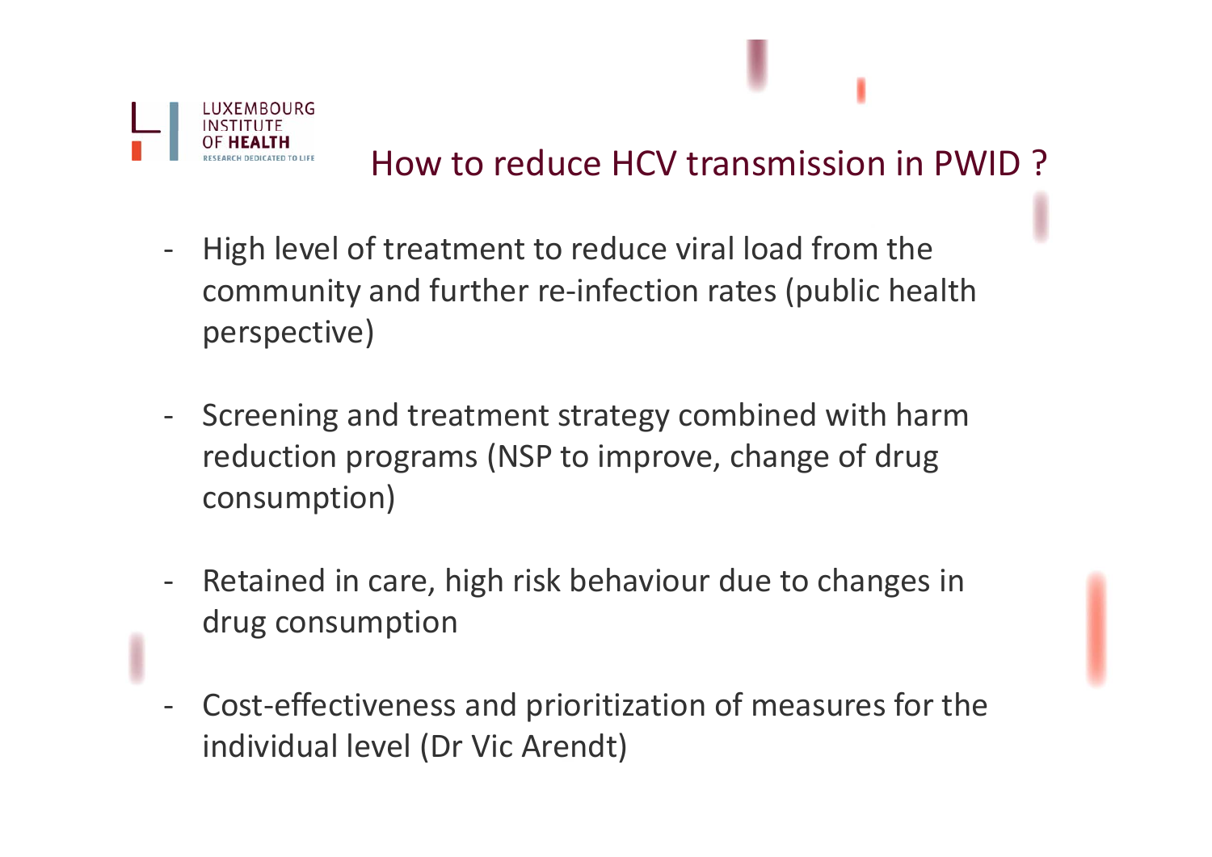# How to reduce HCV transmission in PWID ?

- High level of treatment to reduce viral load from the community and further re-infection rates (public health perspective)

- Screening and treatment strategy combined with harm reduction programs (NSP to improve, change of drug consumption)

- Retained in care, high risk behaviour due to changes in drug consumption

- Cost-effectiveness and prioritization of measures for the individual level (Dr Vic Arendt)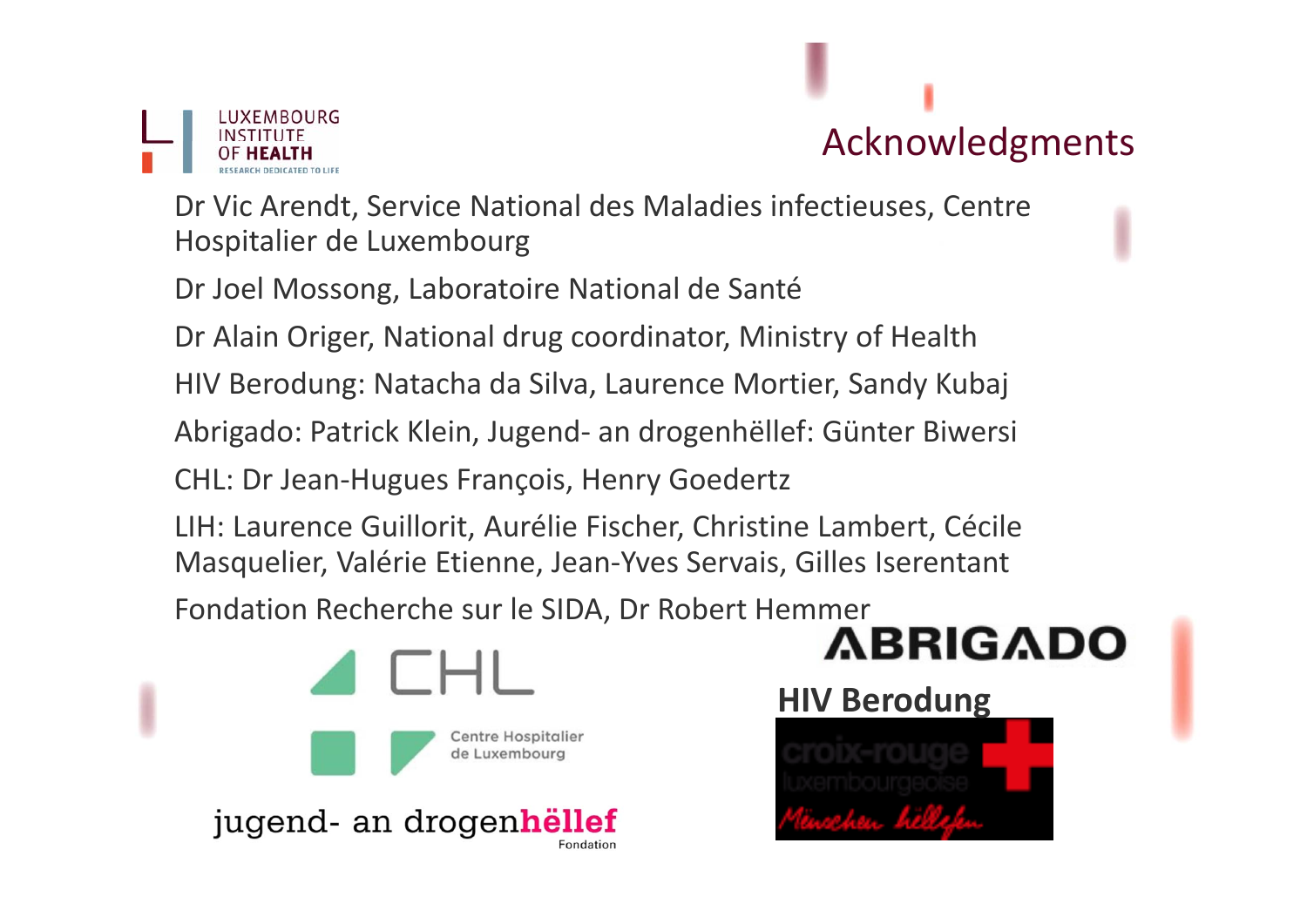# Acknowledgments

Dr Vic Arendt, Service National des Maladies infectieuses, Centre Hospitalier de Luxembourg

Dr Joel Mossong, Laboratoire National de Santé

Dr Alain Origer, National drug coordinator, Ministry of Health

HIV Berodung: Natacha da Silva, Laurence Mortier, Sandy Kubaj

Abrigado: Patrick Klein, Jugend- an drogenhëllef: Günter Biwersi

CHL: Dr Jean-Hugues François, Henry Goedertz

LIH: Laurence Guillorit, Aurélie Fischer, Christine Lambert, Cécile Masquelier, Valérie Etienne, Jean-Yves Servais, Gilles Iserentant

Fondation Recherche sur le SIDA, Dr Robert Hemmer